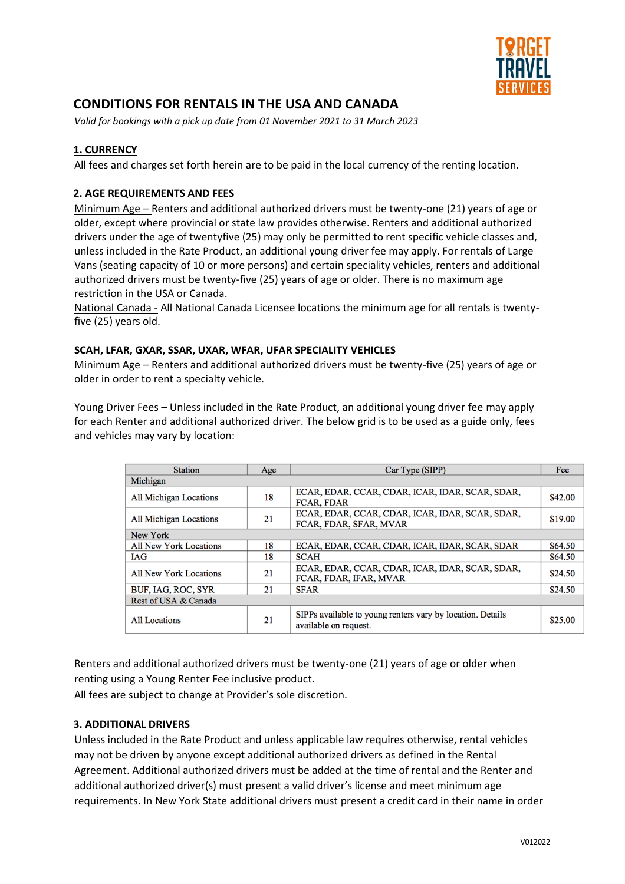# CONDITIONS FOR RENTALS IN THE USA AND CANADA

*Valid for bookings with a pick up date from 01 November 2021 to 31 March 2023*

## 1. CURRENCY

All fees and charges set forth herein are to be paid in the local currency of the renting location.

## 2. AGE REQUIREMENTS AND FEES

Minimum Age – Renters and additional authorized drivers must be twenty-one (21) years of age or older, except where provincial or state law provides otherwise. Renters and additional authorized drivers under the age of twentyfive (25) may only be permitted to rent specific vehicle classes and, unless included in the Rate Product, an additional young driver fee may apply. For rentals of Large Vans (seating capacity of 10 or more persons) and certain speciality vehicles, renters and additional authorized drivers must be twenty-five (25) years of age or older. There is no maximum age restriction in the USA or Canada.

National Canada - All National Canada Licensee locations the minimum age for all rentals is twenty-five (25) years old.

**SCAH, LFAR, GXAR, SSAR, UXAR, WFAR, UFAR SPECIALITY VEHICLES**

Minimum Age – Renters and additional authorized drivers must be twenty-five (25) years of age or older in order to rent a specialty vehicle.

Young Driver Fees – Unless included in the Rate Product, an additional young driver fee may apply for each Renter and additional authorized driver. The below grid is to be used as a guide only, fees and vehicles may vary by location:

| Station | Age | Car Type (SIPP) | Fee |
|---|---|---|---|
| Michigan | | | |
| All Michigan Locations | 18 | ECAR, EDAR, CCAR, CDAR, ICAR, IDAR, SCAR, SDAR, FCAR, FDAR | $42.00 |
| All Michigan Locations | 21 | ECAR, EDAR, CCAR, CDAR, ICAR, IDAR, SCAR, SDAR, FCAR, FDAR, SFAR, MVAR | $19.00 |
| New York | | | |
| All New York Locations | 18 | ECAR, EDAR, CCAR, CDAR, ICAR, IDAR, SCAR, SDAR | $64.50 |
| IAG | 18 | SCAH | $64.50 |
| All New York Locations | 21 | ECAR, EDAR, CCAR, CDAR, ICAR, IDAR, SCAR, SDAR, FCAR, FDAR, IFAR, MVAR | $24.50 |
| BUF, IAG, ROC, SYR | 21 | SFAR | $24.50 |
| Rest of USA & Canada | | | |
| All Locations | 21 | SIPPs available to young renters vary by location. Details available on request. | $25.00 |

Renters and additional authorized drivers must be twenty-one (21) years of age or older when renting using a Young Renter Fee inclusive product.

All fees are subject to change at Provider's sole discretion.

## 3. ADDITIONAL DRIVERS

Unless included in the Rate Product and unless applicable law requires otherwise, rental vehicles may not be driven by anyone except additional authorized drivers as defined in the Rental Agreement. Additional authorized drivers must be added at the time of rental and the Renter and additional authorized driver(s) must present a valid driver's license and meet minimum age requirements. In New York State additional drivers must present a credit card in their name in order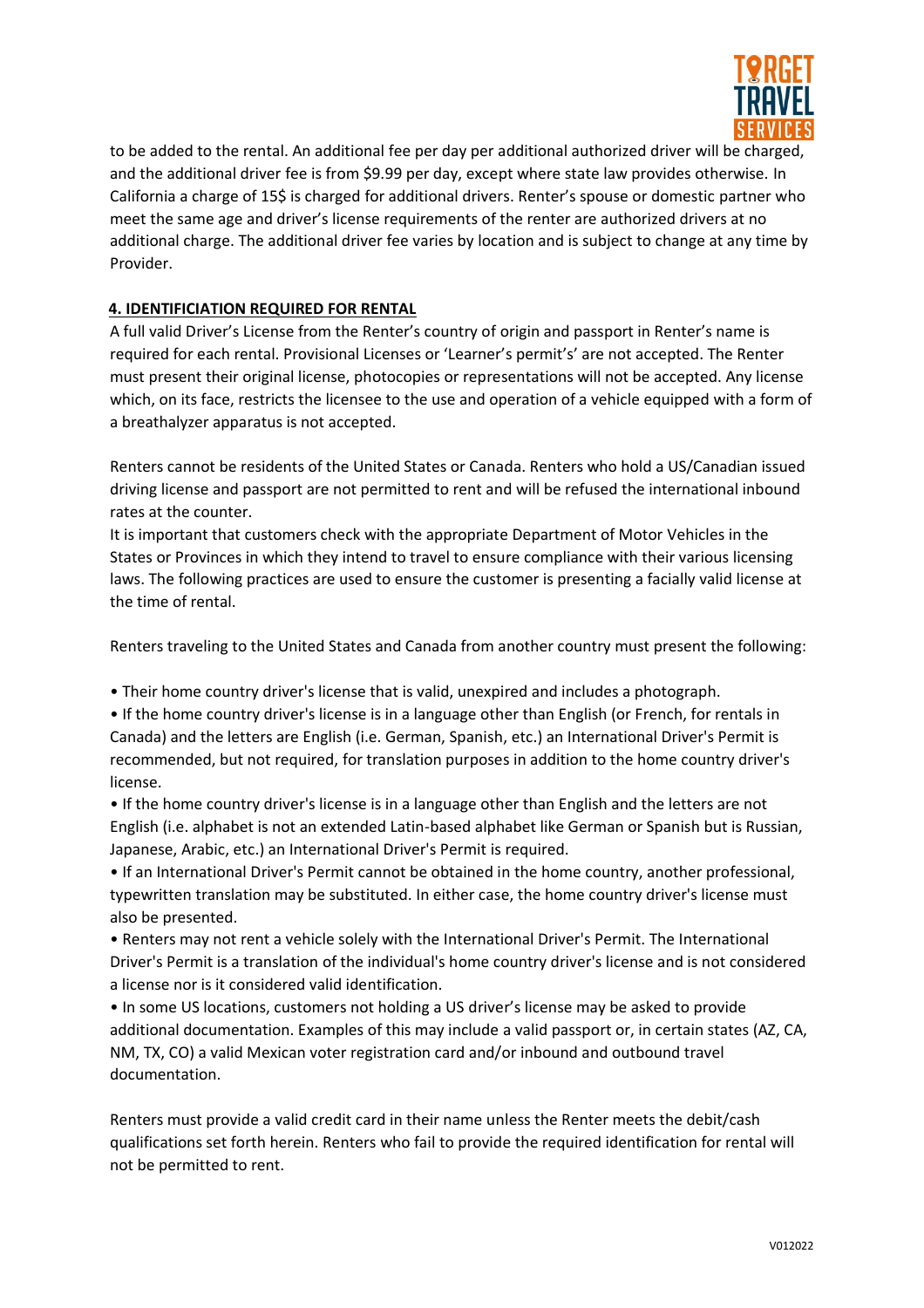to be added to the rental. An additional fee per day per additional authorized driver will be charged, and the additional driver fee is from $9.99 per day, except where state law provides otherwise. In California a charge of 15$ is charged for additional drivers. Renter's spouse or domestic partner who meet the same age and driver's license requirements of the renter are authorized drivers at no additional charge. The additional driver fee varies by location and is subject to change at any time by Provider.

## 4. IDENTIFICIATION REQUIRED FOR RENTAL

A full valid Driver's License from the Renter's country of origin and passport in Renter's name is required for each rental. Provisional Licenses or 'Learner's permit's' are not accepted. The Renter must present their original license, photocopies or representations will not be accepted. Any license which, on its face, restricts the licensee to the use and operation of a vehicle equipped with a form of a breathalyzer apparatus is not accepted.

Renters cannot be residents of the United States or Canada. Renters who hold a US/Canadian issued driving license and passport are not permitted to rent and will be refused the international inbound rates at the counter.

It is important that customers check with the appropriate Department of Motor Vehicles in the States or Provinces in which they intend to travel to ensure compliance with their various licensing laws. The following practices are used to ensure the customer is presenting a facially valid license at the time of rental.

Renters traveling to the United States and Canada from another country must present the following:

- Their home country driver's license that is valid, unexpired and includes a photograph.
- If the home country driver's license is in a language other than English (or French, for rentals in Canada) and the letters are English (i.e. German, Spanish, etc.) an International Driver's Permit is recommended, but not required, for translation purposes in addition to the home country driver's license.
- If the home country driver's license is in a language other than English and the letters are not English (i.e. alphabet is not an extended Latin-based alphabet like German or Spanish but is Russian, Japanese, Arabic, etc.) an International Driver's Permit is required.
- If an International Driver's Permit cannot be obtained in the home country, another professional, typewritten translation may be substituted. In either case, the home country driver's license must also be presented.
- Renters may not rent a vehicle solely with the International Driver's Permit. The International Driver's Permit is a translation of the individual's home country driver's license and is not considered a license nor is it considered valid identification.
- In some US locations, customers not holding a US driver's license may be asked to provide additional documentation. Examples of this may include a valid passport or, in certain states (AZ, CA, NM, TX, CO) a valid Mexican voter registration card and/or inbound and outbound travel documentation.

Renters must provide a valid credit card in their name unless the Renter meets the debit/cash qualifications set forth herein. Renters who fail to provide the required identification for rental will not be permitted to rent.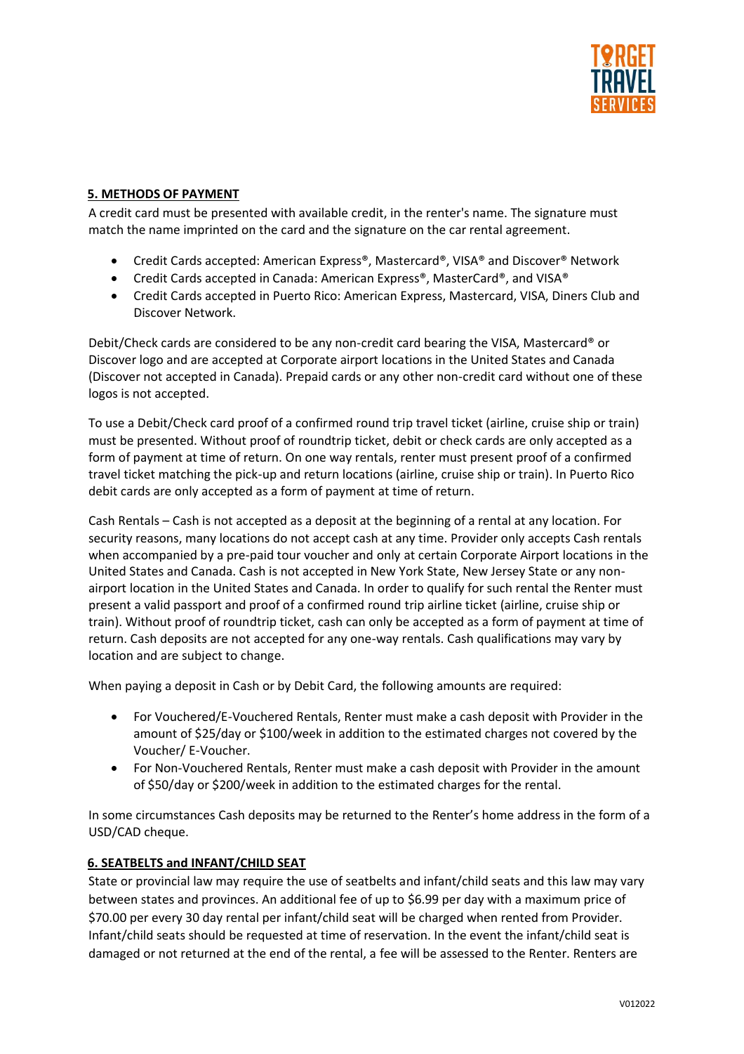**5. METHODS OF PAYMENT**

A credit card must be presented with available credit, in the renter's name. The signature must match the name imprinted on the card and the signature on the car rental agreement.

- Credit Cards accepted: American Express®, Mastercard®, VISA® and Discover® Network
- Credit Cards accepted in Canada: American Express®, MasterCard®, and VISA®
- Credit Cards accepted in Puerto Rico: American Express, Mastercard, VISA, Diners Club and Discover Network.

Debit/Check cards are considered to be any non-credit card bearing the VISA, Mastercard® or Discover logo and are accepted at Corporate airport locations in the United States and Canada (Discover not accepted in Canada). Prepaid cards or any other non-credit card without one of these logos is not accepted.

To use a Debit/Check card proof of a confirmed round trip travel ticket (airline, cruise ship or train) must be presented. Without proof of roundtrip ticket, debit or check cards are only accepted as a form of payment at time of return. On one way rentals, renter must present proof of a confirmed travel ticket matching the pick-up and return locations (airline, cruise ship or train). In Puerto Rico debit cards are only accepted as a form of payment at time of return.

Cash Rentals – Cash is not accepted as a deposit at the beginning of a rental at any location. For security reasons, many locations do not accept cash at any time. Provider only accepts Cash rentals when accompanied by a pre-paid tour voucher and only at certain Corporate Airport locations in the United States and Canada. Cash is not accepted in New York State, New Jersey State or any non-airport location in the United States and Canada. In order to qualify for such rental the Renter must present a valid passport and proof of a confirmed round trip airline ticket (airline, cruise ship or train). Without proof of roundtrip ticket, cash can only be accepted as a form of payment at time of return. Cash deposits are not accepted for any one-way rentals. Cash qualifications may vary by location and are subject to change.

When paying a deposit in Cash or by Debit Card, the following amounts are required:

- For Vouchered/E-Vouchered Rentals, Renter must make a cash deposit with Provider in the amount of $25/day or $100/week in addition to the estimated charges not covered by the Voucher/ E-Voucher.
- For Non-Vouchered Rentals, Renter must make a cash deposit with Provider in the amount of $50/day or $200/week in addition to the estimated charges for the rental.

In some circumstances Cash deposits may be returned to the Renter's home address in the form of a USD/CAD cheque.

**6. SEATBELTS and INFANT/CHILD SEAT**

State or provincial law may require the use of seatbelts and infant/child seats and this law may vary between states and provinces. An additional fee of up to $6.99 per day with a maximum price of $70.00 per every 30 day rental per infant/child seat will be charged when rented from Provider. Infant/child seats should be requested at time of reservation. In the event the infant/child seat is damaged or not returned at the end of the rental, a fee will be assessed to the Renter. Renters are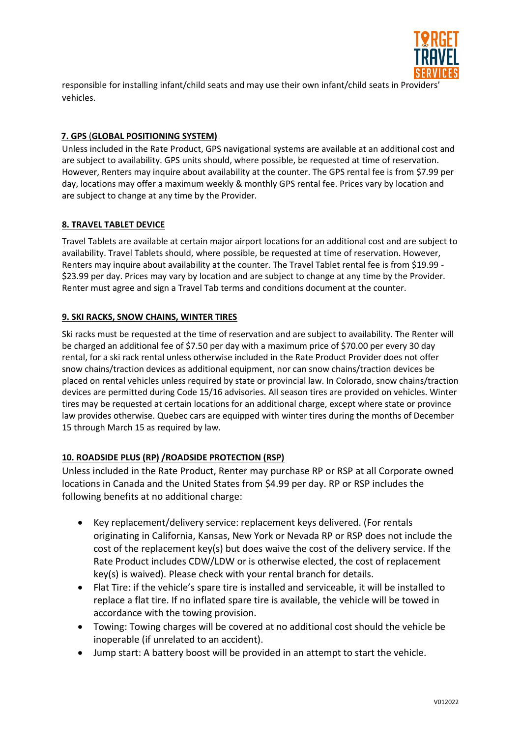responsible for installing infant/child seats and may use their own infant/child seats in Providers' vehicles.

**7. GPS (GLOBAL POSITIONING SYSTEM)**

Unless included in the Rate Product, GPS navigational systems are available at an additional cost and are subject to availability. GPS units should, where possible, be requested at time of reservation. However, Renters may inquire about availability at the counter. The GPS rental fee is from $7.99 per day, locations may offer a maximum weekly & monthly GPS rental fee. Prices vary by location and are subject to change at any time by the Provider.

**8. TRAVEL TABLET DEVICE**

Travel Tablets are available at certain major airport locations for an additional cost and are subject to availability. Travel Tablets should, where possible, be requested at time of reservation. However, Renters may inquire about availability at the counter. The Travel Tablet rental fee is from $19.99 - $23.99 per day. Prices may vary by location and are subject to change at any time by the Provider. Renter must agree and sign a Travel Tab terms and conditions document at the counter.

**9. SKI RACKS, SNOW CHAINS, WINTER TIRES**

Ski racks must be requested at the time of reservation and are subject to availability. The Renter will be charged an additional fee of $7.50 per day with a maximum price of $70.00 per every 30 day rental, for a ski rack rental unless otherwise included in the Rate Product Provider does not offer snow chains/traction devices as additional equipment, nor can snow chains/traction devices be placed on rental vehicles unless required by state or provincial law. In Colorado, snow chains/traction devices are permitted during Code 15/16 advisories. All season tires are provided on vehicles. Winter tires may be requested at certain locations for an additional charge, except where state or province law provides otherwise. Quebec cars are equipped with winter tires during the months of December 15 through March 15 as required by law.

**10. ROADSIDE PLUS (RP) /ROADSIDE PROTECTION (RSP)**

Unless included in the Rate Product, Renter may purchase RP or RSP at all Corporate owned locations in Canada and the United States from $4.99 per day. RP or RSP includes the following benefits at no additional charge:

- Key replacement/delivery service: replacement keys delivered. (For rentals originating in California, Kansas, New York or Nevada RP or RSP does not include the cost of the replacement key(s) but does waive the cost of the delivery service. If the Rate Product includes CDW/LDW or is otherwise elected, the cost of replacement key(s) is waived). Please check with your rental branch for details.
- Flat Tire: if the vehicle's spare tire is installed and serviceable, it will be installed to replace a flat tire. If no inflated spare tire is available, the vehicle will be towed in accordance with the towing provision.
- Towing: Towing charges will be covered at no additional cost should the vehicle be inoperable (if unrelated to an accident).
- Jump start: A battery boost will be provided in an attempt to start the vehicle.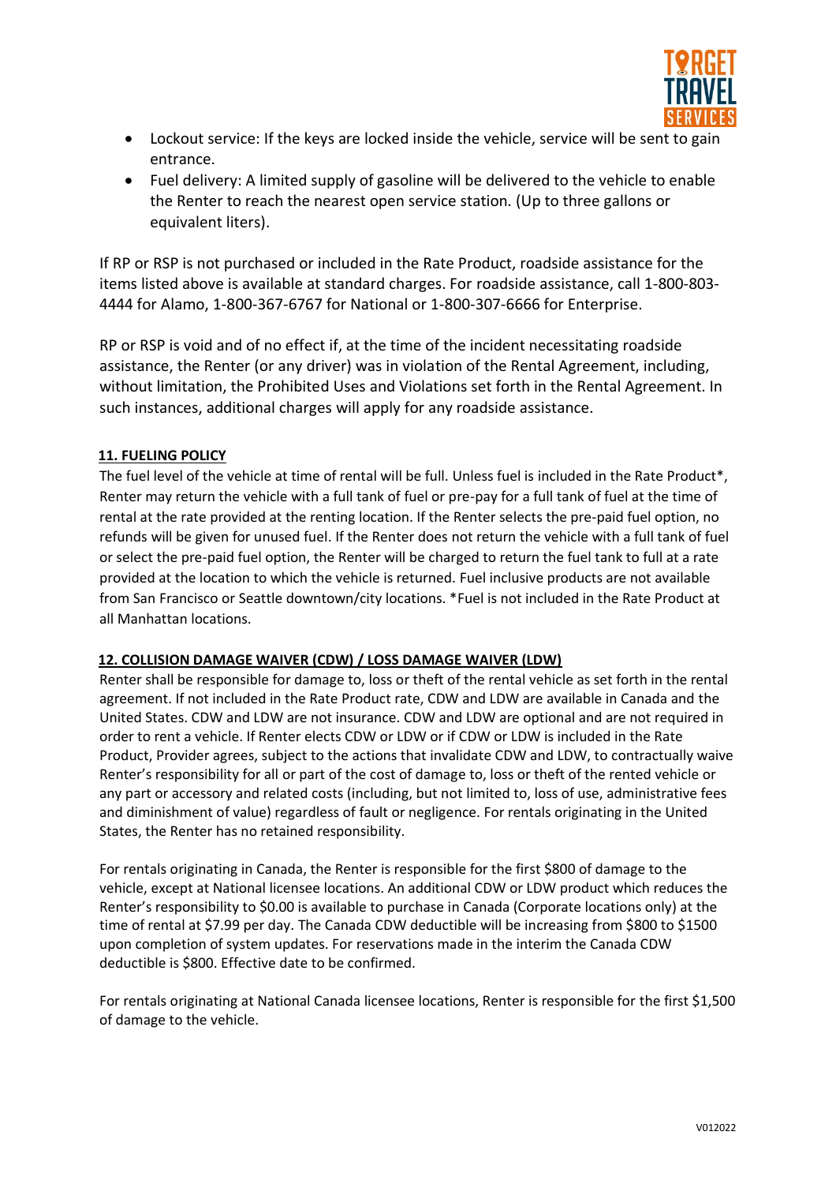- Lockout service: If the keys are locked inside the vehicle, service will be sent to gain entrance.
- Fuel delivery: A limited supply of gasoline will be delivered to the vehicle to enable the Renter to reach the nearest open service station. (Up to three gallons or equivalent liters).

If RP or RSP is not purchased or included in the Rate Product, roadside assistance for the items listed above is available at standard charges. For roadside assistance, call 1-800-803-4444 for Alamo, 1-800-367-6767 for National or 1-800-307-6666 for Enterprise.

RP or RSP is void and of no effect if, at the time of the incident necessitating roadside assistance, the Renter (or any driver) was in violation of the Rental Agreement, including, without limitation, the Prohibited Uses and Violations set forth in the Rental Agreement. In such instances, additional charges will apply for any roadside assistance.

## 11. FUELING POLICY

The fuel level of the vehicle at time of rental will be full. Unless fuel is included in the Rate Product*, Renter may return the vehicle with a full tank of fuel or pre-pay for a full tank of fuel at the time of rental at the rate provided at the renting location. If the Renter selects the pre-paid fuel option, no refunds will be given for unused fuel. If the Renter does not return the vehicle with a full tank of fuel or select the pre-paid fuel option, the Renter will be charged to return the fuel tank to full at a rate provided at the location to which the vehicle is returned. Fuel inclusive products are not available from San Francisco or Seattle downtown/city locations. *Fuel is not included in the Rate Product at all Manhattan locations.

## 12. COLLISION DAMAGE WAIVER (CDW) / LOSS DAMAGE WAIVER (LDW)

Renter shall be responsible for damage to, loss or theft of the rental vehicle as set forth in the rental agreement. If not included in the Rate Product rate, CDW and LDW are available in Canada and the United States. CDW and LDW are not insurance. CDW and LDW are optional and are not required in order to rent a vehicle. If Renter elects CDW or LDW or if CDW or LDW is included in the Rate Product, Provider agrees, subject to the actions that invalidate CDW and LDW, to contractually waive Renter's responsibility for all or part of the cost of damage to, loss or theft of the rented vehicle or any part or accessory and related costs (including, but not limited to, loss of use, administrative fees and diminishment of value) regardless of fault or negligence. For rentals originating in the United States, the Renter has no retained responsibility.

For rentals originating in Canada, the Renter is responsible for the first $800 of damage to the vehicle, except at National licensee locations. An additional CDW or LDW product which reduces the Renter's responsibility to $0.00 is available to purchase in Canada (Corporate locations only) at the time of rental at $7.99 per day. The Canada CDW deductible will be increasing from $800 to $1500 upon completion of system updates. For reservations made in the interim the Canada CDW deductible is $800. Effective date to be confirmed.

For rentals originating at National Canada licensee locations, Renter is responsible for the first $1,500 of damage to the vehicle.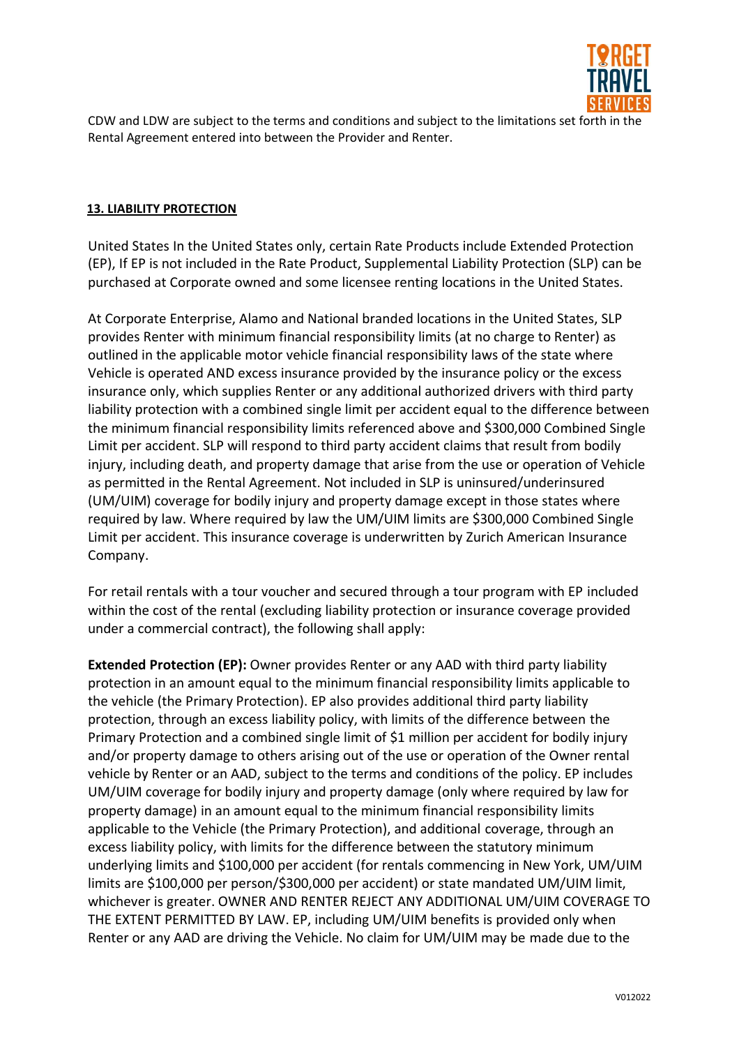CDW and LDW are subject to the terms and conditions and subject to the limitations set forth in the Rental Agreement entered into between the Provider and Renter.

**13. LIABILITY PROTECTION**

United States In the United States only, certain Rate Products include Extended Protection (EP), If EP is not included in the Rate Product, Supplemental Liability Protection (SLP) can be purchased at Corporate owned and some licensee renting locations in the United States.

At Corporate Enterprise, Alamo and National branded locations in the United States, SLP provides Renter with minimum financial responsibility limits (at no charge to Renter) as outlined in the applicable motor vehicle financial responsibility laws of the state where Vehicle is operated AND excess insurance provided by the insurance policy or the excess insurance only, which supplies Renter or any additional authorized drivers with third party liability protection with a combined single limit per accident equal to the difference between the minimum financial responsibility limits referenced above and $300,000 Combined Single Limit per accident. SLP will respond to third party accident claims that result from bodily injury, including death, and property damage that arise from the use or operation of Vehicle as permitted in the Rental Agreement. Not included in SLP is uninsured/underinsured (UM/UIM) coverage for bodily injury and property damage except in those states where required by law. Where required by law the UM/UIM limits are $300,000 Combined Single Limit per accident. This insurance coverage is underwritten by Zurich American Insurance Company.

For retail rentals with a tour voucher and secured through a tour program with EP included within the cost of the rental (excluding liability protection or insurance coverage provided under a commercial contract), the following shall apply:

**Extended Protection (EP):** Owner provides Renter or any AAD with third party liability protection in an amount equal to the minimum financial responsibility limits applicable to the vehicle (the Primary Protection). EP also provides additional third party liability protection, through an excess liability policy, with limits of the difference between the Primary Protection and a combined single limit of $1 million per accident for bodily injury and/or property damage to others arising out of the use or operation of the Owner rental vehicle by Renter or an AAD, subject to the terms and conditions of the policy. EP includes UM/UIM coverage for bodily injury and property damage (only where required by law for property damage) in an amount equal to the minimum financial responsibility limits applicable to the Vehicle (the Primary Protection), and additional coverage, through an excess liability policy, with limits for the difference between the statutory minimum underlying limits and $100,000 per accident (for rentals commencing in New York, UM/UIM limits are $100,000 per person/$300,000 per accident) or state mandated UM/UIM limit, whichever is greater. OWNER AND RENTER REJECT ANY ADDITIONAL UM/UIM COVERAGE TO THE EXTENT PERMITTED BY LAW. EP, including UM/UIM benefits is provided only when Renter or any AAD are driving the Vehicle. No claim for UM/UIM may be made due to the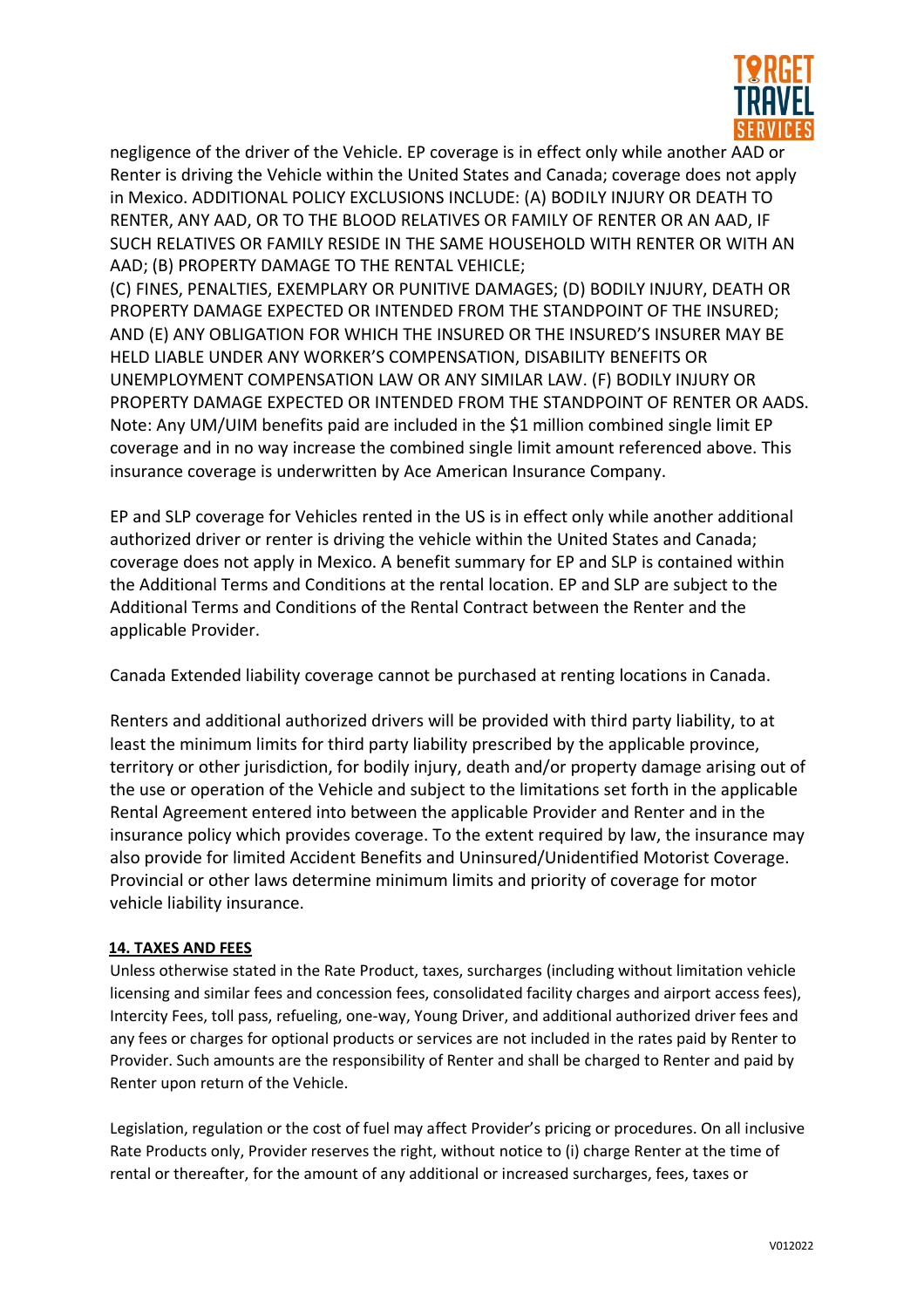negligence of the driver of the Vehicle. EP coverage is in effect only while another AAD or Renter is driving the Vehicle within the United States and Canada; coverage does not apply in Mexico. ADDITIONAL POLICY EXCLUSIONS INCLUDE: (A) BODILY INJURY OR DEATH TO RENTER, ANY AAD, OR TO THE BLOOD RELATIVES OR FAMILY OF RENTER OR AN AAD, IF SUCH RELATIVES OR FAMILY RESIDE IN THE SAME HOUSEHOLD WITH RENTER OR WITH AN AAD; (B) PROPERTY DAMAGE TO THE RENTAL VEHICLE;
(C) FINES, PENALTIES, EXEMPLARY OR PUNITIVE DAMAGES; (D) BODILY INJURY, DEATH OR PROPERTY DAMAGE EXPECTED OR INTENDED FROM THE STANDPOINT OF THE INSURED; AND (E) ANY OBLIGATION FOR WHICH THE INSURED OR THE INSURED'S INSURER MAY BE HELD LIABLE UNDER ANY WORKER'S COMPENSATION, DISABILITY BENEFITS OR UNEMPLOYMENT COMPENSATION LAW OR ANY SIMILAR LAW. (F) BODILY INJURY OR PROPERTY DAMAGE EXPECTED OR INTENDED FROM THE STANDPOINT OF RENTER OR AADS. Note: Any UM/UIM benefits paid are included in the $1 million combined single limit EP coverage and in no way increase the combined single limit amount referenced above. This insurance coverage is underwritten by Ace American Insurance Company.

EP and SLP coverage for Vehicles rented in the US is in effect only while another additional authorized driver or renter is driving the vehicle within the United States and Canada; coverage does not apply in Mexico. A benefit summary for EP and SLP is contained within the Additional Terms and Conditions at the rental location. EP and SLP are subject to the Additional Terms and Conditions of the Rental Contract between the Renter and the applicable Provider.

Canada Extended liability coverage cannot be purchased at renting locations in Canada.

Renters and additional authorized drivers will be provided with third party liability, to at least the minimum limits for third party liability prescribed by the applicable province, territory or other jurisdiction, for bodily injury, death and/or property damage arising out of the use or operation of the Vehicle and subject to the limitations set forth in the applicable Rental Agreement entered into between the applicable Provider and Renter and in the insurance policy which provides coverage. To the extent required by law, the insurance may also provide for limited Accident Benefits and Uninsured/Unidentified Motorist Coverage. Provincial or other laws determine minimum limits and priority of coverage for motor vehicle liability insurance.

## 14. TAXES AND FEES

Unless otherwise stated in the Rate Product, taxes, surcharges (including without limitation vehicle licensing and similar fees and concession fees, consolidated facility charges and airport access fees), Intercity Fees, toll pass, refueling, one-way, Young Driver, and additional authorized driver fees and any fees or charges for optional products or services are not included in the rates paid by Renter to Provider. Such amounts are the responsibility of Renter and shall be charged to Renter and paid by Renter upon return of the Vehicle.

Legislation, regulation or the cost of fuel may affect Provider's pricing or procedures. On all inclusive Rate Products only, Provider reserves the right, without notice to (i) charge Renter at the time of rental or thereafter, for the amount of any additional or increased surcharges, fees, taxes or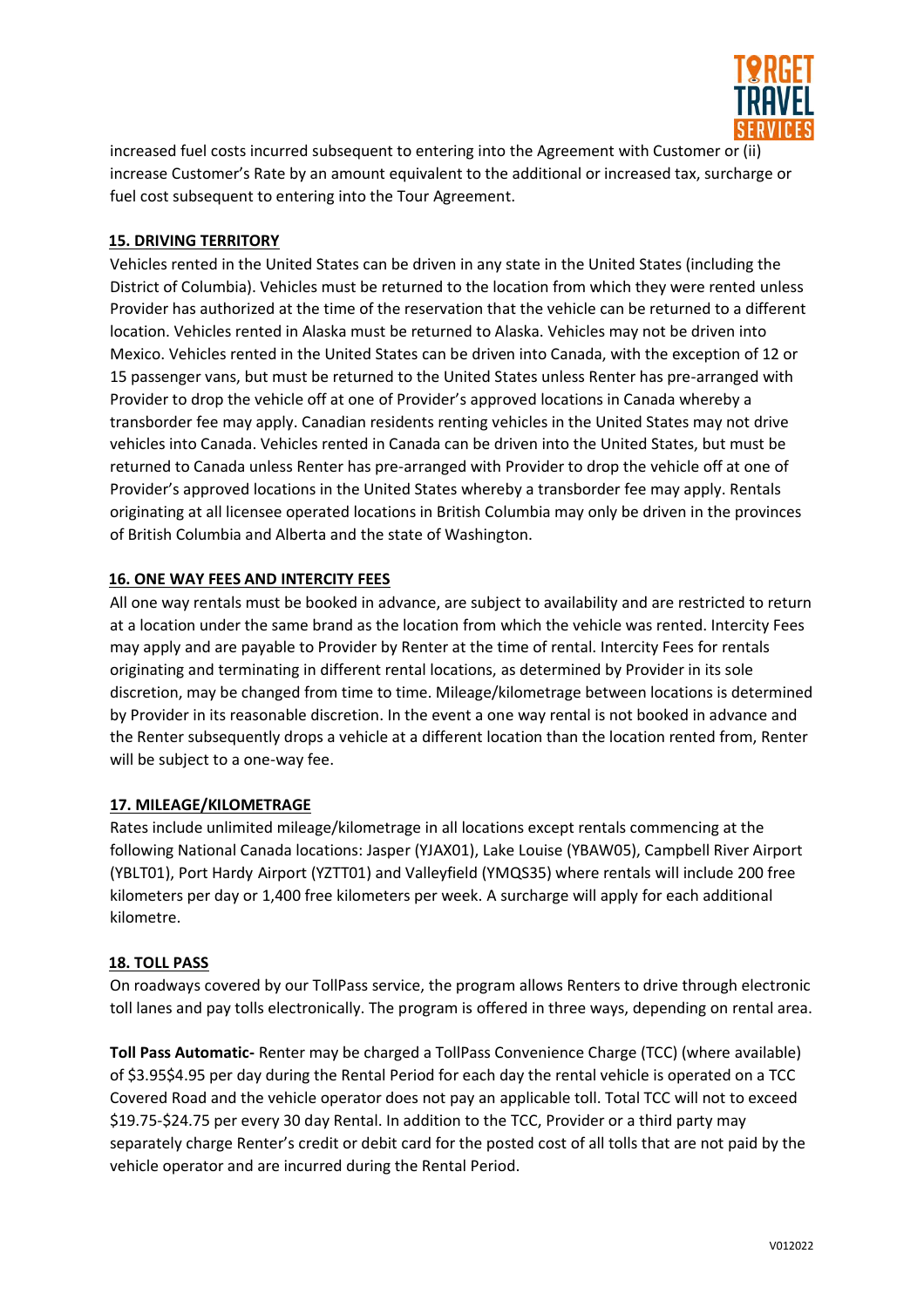increased fuel costs incurred subsequent to entering into the Agreement with Customer or (ii) increase Customer's Rate by an amount equivalent to the additional or increased tax, surcharge or fuel cost subsequent to entering into the Tour Agreement.

## 15. DRIVING TERRITORY

Vehicles rented in the United States can be driven in any state in the United States (including the District of Columbia). Vehicles must be returned to the location from which they were rented unless Provider has authorized at the time of the reservation that the vehicle can be returned to a different location. Vehicles rented in Alaska must be returned to Alaska. Vehicles may not be driven into Mexico. Vehicles rented in the United States can be driven into Canada, with the exception of 12 or 15 passenger vans, but must be returned to the United States unless Renter has pre-arranged with Provider to drop the vehicle off at one of Provider's approved locations in Canada whereby a transborder fee may apply. Canadian residents renting vehicles in the United States may not drive vehicles into Canada. Vehicles rented in Canada can be driven into the United States, but must be returned to Canada unless Renter has pre-arranged with Provider to drop the vehicle off at one of Provider's approved locations in the United States whereby a transborder fee may apply. Rentals originating at all licensee operated locations in British Columbia may only be driven in the provinces of British Columbia and Alberta and the state of Washington.

## 16. ONE WAY FEES AND INTERCITY FEES

All one way rentals must be booked in advance, are subject to availability and are restricted to return at a location under the same brand as the location from which the vehicle was rented. Intercity Fees may apply and are payable to Provider by Renter at the time of rental. Intercity Fees for rentals originating and terminating in different rental locations, as determined by Provider in its sole discretion, may be changed from time to time. Mileage/kilometrage between locations is determined by Provider in its reasonable discretion. In the event a one way rental is not booked in advance and the Renter subsequently drops a vehicle at a different location than the location rented from, Renter will be subject to a one-way fee.

## 17. MILEAGE/KILOMETRAGE

Rates include unlimited mileage/kilometrage in all locations except rentals commencing at the following National Canada locations: Jasper (YJAX01), Lake Louise (YBAW05), Campbell River Airport (YBLT01), Port Hardy Airport (YZTT01) and Valleyfield (YMQS35) where rentals will include 200 free kilometers per day or 1,400 free kilometers per week. A surcharge will apply for each additional kilometre.

## 18. TOLL PASS

On roadways covered by our TollPass service, the program allows Renters to drive through electronic toll lanes and pay tolls electronically. The program is offered in three ways, depending on rental area.

**Toll Pass Automatic-** Renter may be charged a TollPass Convenience Charge (TCC) (where available) of $3.95$4.95 per day during the Rental Period for each day the rental vehicle is operated on a TCC Covered Road and the vehicle operator does not pay an applicable toll. Total TCC will not to exceed $19.75-$24.75 per every 30 day Rental. In addition to the TCC, Provider or a third party may separately charge Renter's credit or debit card for the posted cost of all tolls that are not paid by the vehicle operator and are incurred during the Rental Period.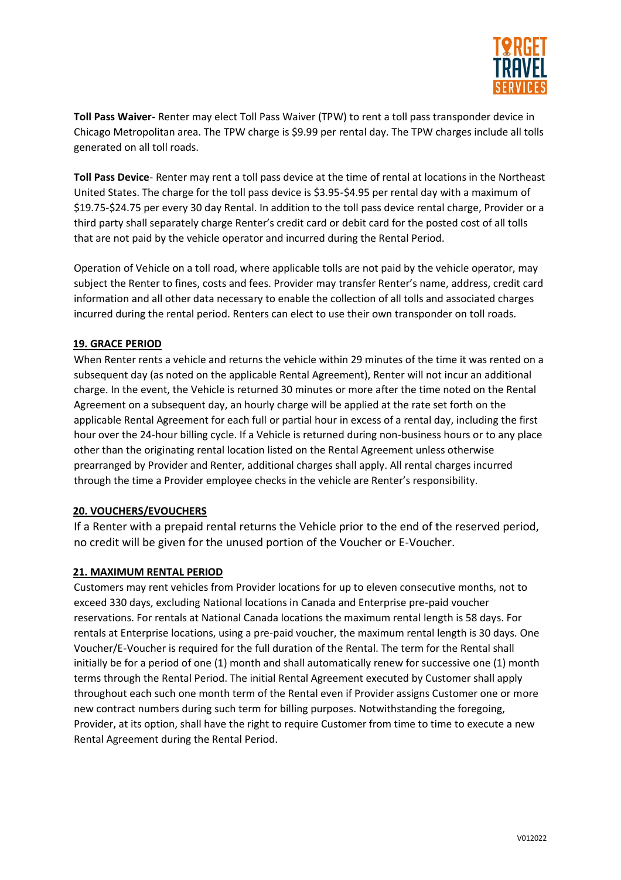**Toll Pass Waiver-** Renter may elect Toll Pass Waiver (TPW) to rent a toll pass transponder device in Chicago Metropolitan area. The TPW charge is $9.99 per rental day. The TPW charges include all tolls generated on all toll roads.

**Toll Pass Device**- Renter may rent a toll pass device at the time of rental at locations in the Northeast United States. The charge for the toll pass device is $3.95-$4.95 per rental day with a maximum of $19.75-$24.75 per every 30 day Rental. In addition to the toll pass device rental charge, Provider or a third party shall separately charge Renter's credit card or debit card for the posted cost of all tolls that are not paid by the vehicle operator and incurred during the Rental Period.

Operation of Vehicle on a toll road, where applicable tolls are not paid by the vehicle operator, may subject the Renter to fines, costs and fees. Provider may transfer Renter's name, address, credit card information and all other data necessary to enable the collection of all tolls and associated charges incurred during the rental period. Renters can elect to use their own transponder on toll roads.

## 19. GRACE PERIOD

When Renter rents a vehicle and returns the vehicle within 29 minutes of the time it was rented on a subsequent day (as noted on the applicable Rental Agreement), Renter will not incur an additional charge. In the event, the Vehicle is returned 30 minutes or more after the time noted on the Rental Agreement on a subsequent day, an hourly charge will be applied at the rate set forth on the applicable Rental Agreement for each full or partial hour in excess of a rental day, including the first hour over the 24-hour billing cycle. If a Vehicle is returned during non-business hours or to any place other than the originating rental location listed on the Rental Agreement unless otherwise prearranged by Provider and Renter, additional charges shall apply. All rental charges incurred through the time a Provider employee checks in the vehicle are Renter's responsibility.

## 20. VOUCHERS/EVOUCHERS

If a Renter with a prepaid rental returns the Vehicle prior to the end of the reserved period, no credit will be given for the unused portion of the Voucher or E-Voucher.

## 21. MAXIMUM RENTAL PERIOD

Customers may rent vehicles from Provider locations for up to eleven consecutive months, not to exceed 330 days, excluding National locations in Canada and Enterprise pre-paid voucher reservations. For rentals at National Canada locations the maximum rental length is 58 days. For rentals at Enterprise locations, using a pre-paid voucher, the maximum rental length is 30 days. One Voucher/E-Voucher is required for the full duration of the Rental. The term for the Rental shall initially be for a period of one (1) month and shall automatically renew for successive one (1) month terms through the Rental Period. The initial Rental Agreement executed by Customer shall apply throughout each such one month term of the Rental even if Provider assigns Customer one or more new contract numbers during such term for billing purposes. Notwithstanding the foregoing, Provider, at its option, shall have the right to require Customer from time to time to execute a new Rental Agreement during the Rental Period.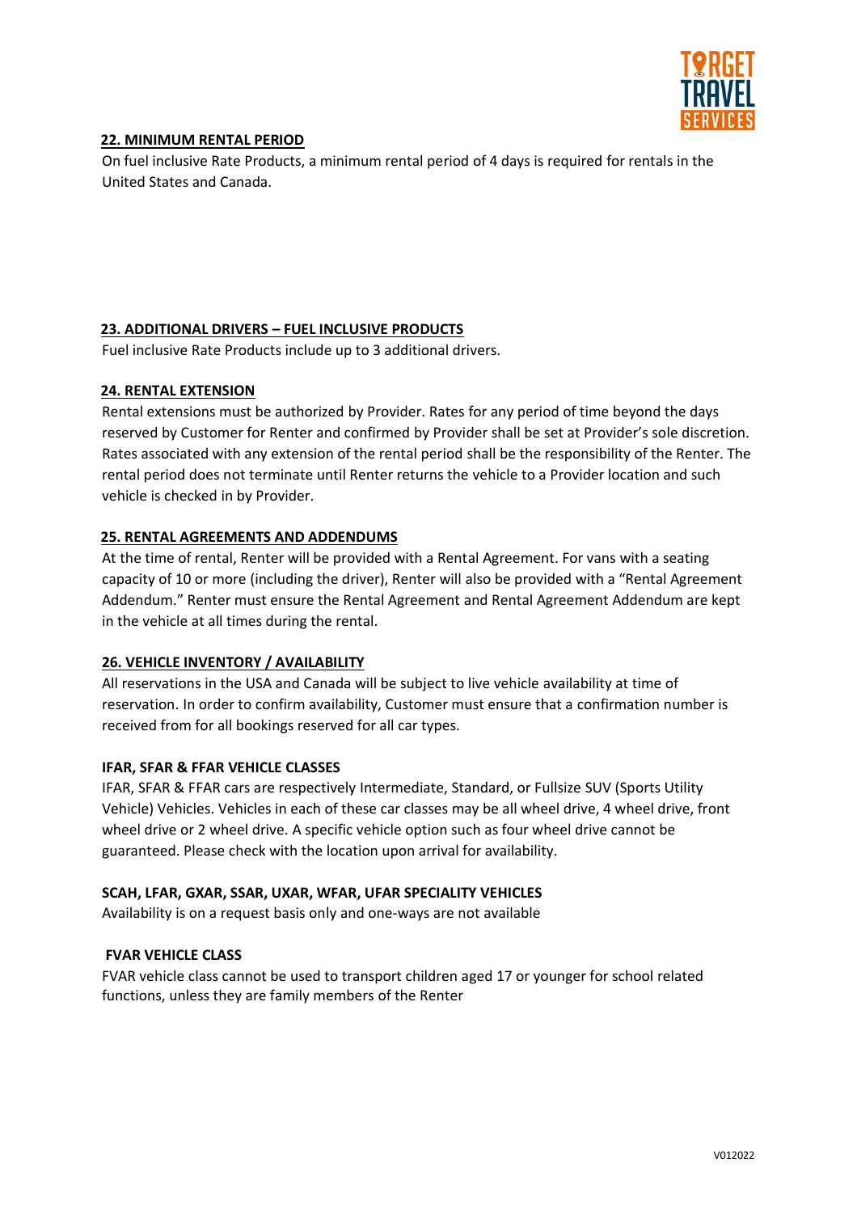## 22. MINIMUM RENTAL PERIOD

On fuel inclusive Rate Products, a minimum rental period of 4 days is required for rentals in the United States and Canada.

## 23. ADDITIONAL DRIVERS – FUEL INCLUSIVE PRODUCTS

Fuel inclusive Rate Products include up to 3 additional drivers.

## 24. RENTAL EXTENSION

Rental extensions must be authorized by Provider. Rates for any period of time beyond the days reserved by Customer for Renter and confirmed by Provider shall be set at Provider's sole discretion. Rates associated with any extension of the rental period shall be the responsibility of the Renter. The rental period does not terminate until Renter returns the vehicle to a Provider location and such vehicle is checked in by Provider.

## 25. RENTAL AGREEMENTS AND ADDENDUMS

At the time of rental, Renter will be provided with a Rental Agreement. For vans with a seating capacity of 10 or more (including the driver), Renter will also be provided with a "Rental Agreement Addendum." Renter must ensure the Rental Agreement and Rental Agreement Addendum are kept in the vehicle at all times during the rental.

## 26. VEHICLE INVENTORY / AVAILABILITY

All reservations in the USA and Canada will be subject to live vehicle availability at time of reservation. In order to confirm availability, Customer must ensure that a confirmation number is received from for all bookings reserved for all car types.

**IFAR, SFAR & FFAR VEHICLE CLASSES**

IFAR, SFAR & FFAR cars are respectively Intermediate, Standard, or Fullsize SUV (Sports Utility Vehicle) Vehicles. Vehicles in each of these car classes may be all wheel drive, 4 wheel drive, front wheel drive or 2 wheel drive. A specific vehicle option such as four wheel drive cannot be guaranteed. Please check with the location upon arrival for availability.

**SCAH, LFAR, GXAR, SSAR, UXAR, WFAR, UFAR SPECIALITY VEHICLES**

Availability is on a request basis only and one-ways are not available

**FVAR VEHICLE CLASS**

FVAR vehicle class cannot be used to transport children aged 17 or younger for school related functions, unless they are family members of the Renter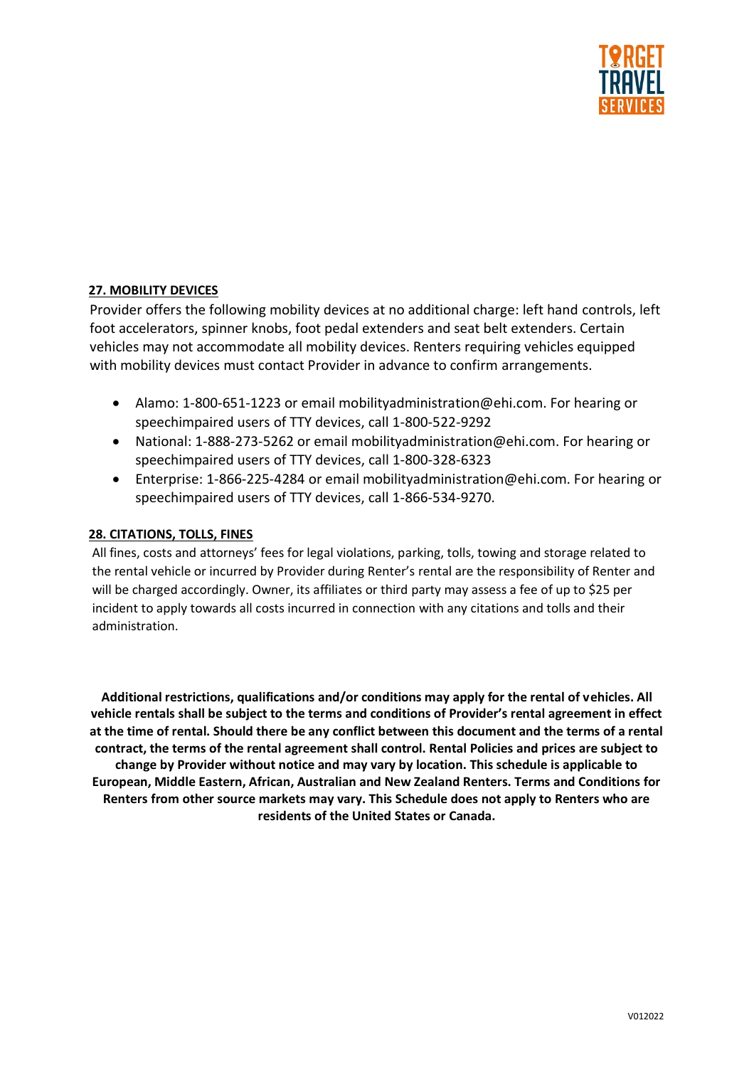**27. MOBILITY DEVICES**

Provider offers the following mobility devices at no additional charge: left hand controls, left foot accelerators, spinner knobs, foot pedal extenders and seat belt extenders. Certain vehicles may not accommodate all mobility devices. Renters requiring vehicles equipped with mobility devices must contact Provider in advance to confirm arrangements.

- Alamo: 1-800-651-1223 or email mobilityadministration@ehi.com. For hearing or speechimpaired users of TTY devices, call 1-800-522-9292
- National: 1-888-273-5262 or email mobilityadministration@ehi.com. For hearing or speechimpaired users of TTY devices, call 1-800-328-6323
- Enterprise: 1-866-225-4284 or email mobilityadministration@ehi.com. For hearing or speechimpaired users of TTY devices, call 1-866-534-9270.

**28. CITATIONS, TOLLS, FINES**

All fines, costs and attorneys' fees for legal violations, parking, tolls, towing and storage related to the rental vehicle or incurred by Provider during Renter's rental are the responsibility of Renter and will be charged accordingly. Owner, its affiliates or third party may assess a fee of up to $25 per incident to apply towards all costs incurred in connection with any citations and tolls and their administration.

**Additional restrictions, qualifications and/or conditions may apply for the rental of vehicles. All vehicle rentals shall be subject to the terms and conditions of Provider's rental agreement in effect at the time of rental. Should there be any conflict between this document and the terms of a rental contract, the terms of the rental agreement shall control. Rental Policies and prices are subject to change by Provider without notice and may vary by location. This schedule is applicable to European, Middle Eastern, African, Australian and New Zealand Renters. Terms and Conditions for Renters from other source markets may vary. This Schedule does not apply to Renters who are residents of the United States or Canada.**